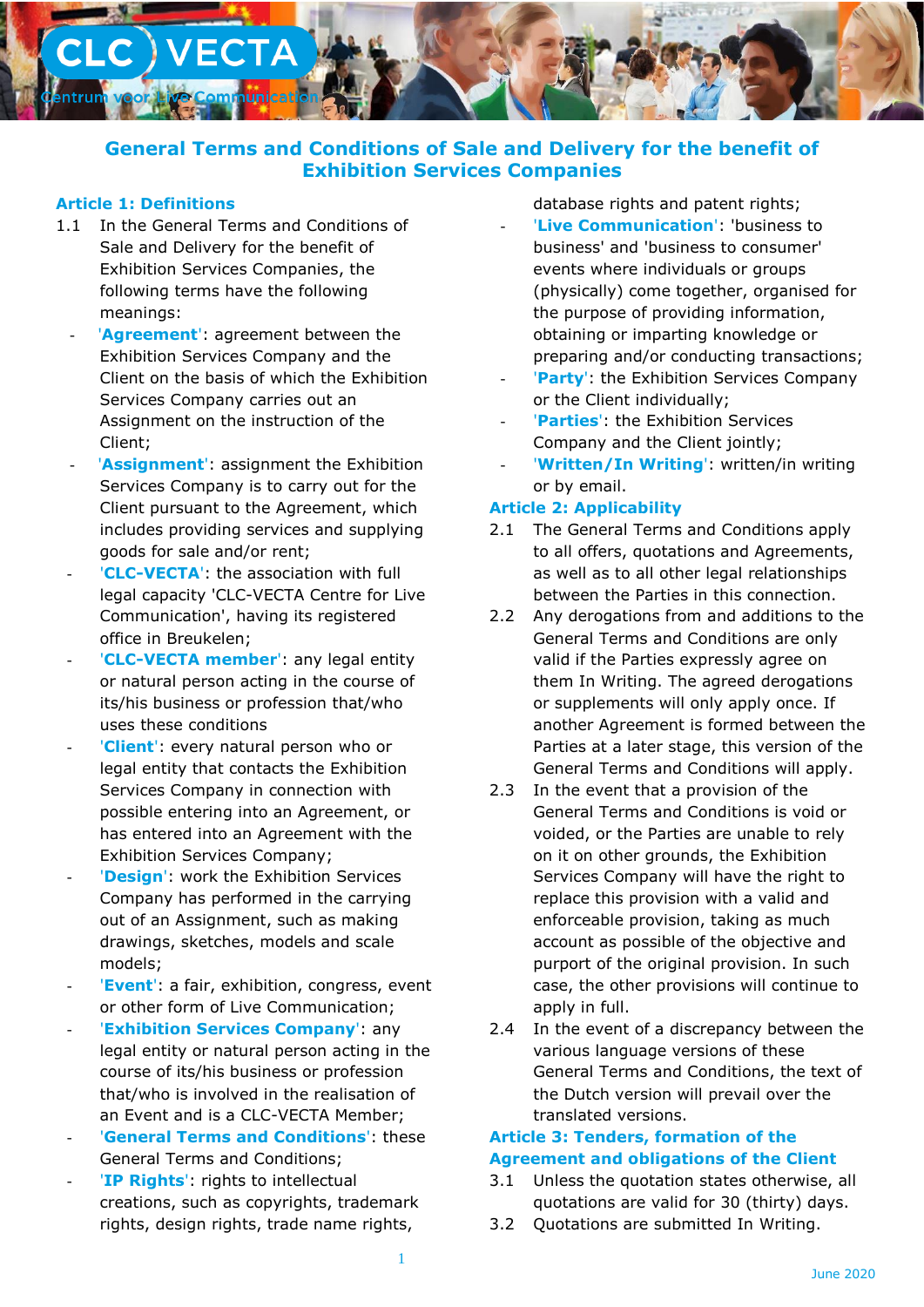# General Terms and Conditions of Sale and Delivery for the benefit of Exhibition Services Companies

## Article 1: Definitions

1.1 In the General Terms and Conditions of Sale and Delivery for the benefit of Exhibition Services Companies, the following terms have the following meanings:

- '**Agreement**': agreement between the Exhibition Services Company and the Client on the basis of which the Exhibition Services Company carries out an Assignment on the instruction of the Client;
- '**Assignment**': assignment the Exhibition Services Company is to carry out for the Client pursuant to the Agreement, which includes providing services and supplying goods for sale and/or rent;
- '**CLC-VECTA**': the association with full legal capacity 'CLC-VECTA Centre for Live Communication', having its registered office in Breukelen;
- '**CLC-VECTA member**': any legal entity or natural person acting in the course of its/his business or profession that/who uses these conditions
- '**Client**': every natural person who or legal entity that contacts the Exhibition Services Company in connection with possible entering into an Agreement, or has entered into an Agreement with the Exhibition Services Company;
- '**Design**': work the Exhibition Services Company has performed in the carrying out of an Assignment, such as making drawings, sketches, models and scale models;
- '**Event**': a fair, exhibition, congress, event or other form of Live Communication;
- '**Exhibition Services Company**': any legal entity or natural person acting in the course of its/his business or profession that/who is involved in the realisation of an Event and is a CLC-VECTA Member;
- '**General Terms and Conditions**': these General Terms and Conditions;
- '**IP Rights**': rights to intellectual creations, such as copyrights, trademark rights, design rights, trade name rights, database rights and patent rights;
- '**Live Communication**': 'business to business' and 'business to consumer' events where individuals or groups (physically) come together, organised for the purpose of providing information, obtaining or imparting knowledge or preparing and/or conducting transactions;
- '**Party**': the Exhibition Services Company or the Client individually;
- '**Parties**': the Exhibition Services Company and the Client jointly;
- '**Written/In Writing**': written/in writing or by email.

## Article 2: Applicability

2.1 The General Terms and Conditions apply to all offers, quotations and Agreements, as well as to all other legal relationships between the Parties in this connection.

2.2 Any derogations from and additions to the General Terms and Conditions are only valid if the Parties expressly agree on them In Writing. The agreed derogations or supplements will only apply once. If another Agreement is formed between the Parties at a later stage, this version of the General Terms and Conditions will apply.

2.3 In the event that a provision of the General Terms and Conditions is void or voided, or the Parties are unable to rely on it on other grounds, the Exhibition Services Company will have the right to replace this provision with a valid and enforceable provision, taking as much account as possible of the objective and purport of the original provision. In such case, the other provisions will continue to apply in full.

2.4 In the event of a discrepancy between the various language versions of these General Terms and Conditions, the text of the Dutch version will prevail over the translated versions.

## Article 3: Tenders, formation of the Agreement and obligations of the Client

3.1 Unless the quotation states otherwise, all quotations are valid for 30 (thirty) days.

3.2 Quotations are submitted In Writing.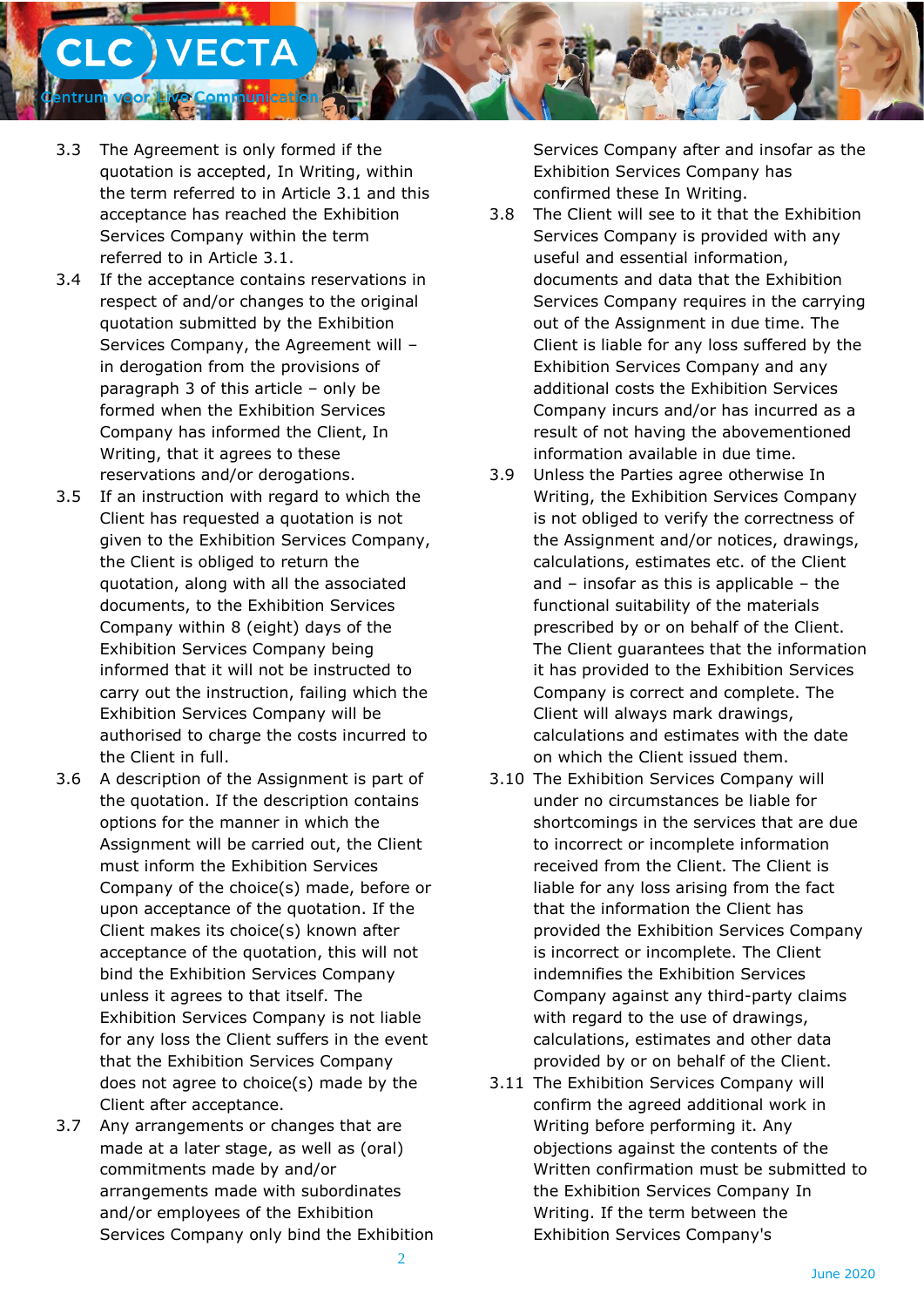3.3 The Agreement is only formed if the quotation is accepted, In Writing, within the term referred to in Article 3.1 and this acceptance has reached the Exhibition Services Company within the term referred to in Article 3.1.

3.4 If the acceptance contains reservations in respect of and/or changes to the original quotation submitted by the Exhibition Services Company, the Agreement will – in derogation from the provisions of paragraph 3 of this article – only be formed when the Exhibition Services Company has informed the Client, In Writing, that it agrees to these reservations and/or derogations.

3.5 If an instruction with regard to which the Client has requested a quotation is not given to the Exhibition Services Company, the Client is obliged to return the quotation, along with all the associated documents, to the Exhibition Services Company within 8 (eight) days of the Exhibition Services Company being informed that it will not be instructed to carry out the instruction, failing which the Exhibition Services Company will be authorised to charge the costs incurred to the Client in full.

3.6 A description of the Assignment is part of the quotation. If the description contains options for the manner in which the Assignment will be carried out, the Client must inform the Exhibition Services Company of the choice(s) made, before or upon acceptance of the quotation. If the Client makes its choice(s) known after acceptance of the quotation, this will not bind the Exhibition Services Company unless it agrees to that itself. The Exhibition Services Company is not liable for any loss the Client suffers in the event that the Exhibition Services Company does not agree to choice(s) made by the Client after acceptance.

3.7 Any arrangements or changes that are made at a later stage, as well as (oral) commitments made by and/or arrangements made with subordinates and/or employees of the Exhibition Services Company only bind the Exhibition Services Company after and insofar as the Exhibition Services Company has confirmed these In Writing.

3.8 The Client will see to it that the Exhibition Services Company is provided with any useful and essential information, documents and data that the Exhibition Services Company requires in the carrying out of the Assignment in due time. The Client is liable for any loss suffered by the Exhibition Services Company and any additional costs the Exhibition Services Company incurs and/or has incurred as a result of not having the abovementioned information available in due time.

3.9 Unless the Parties agree otherwise In Writing, the Exhibition Services Company is not obliged to verify the correctness of the Assignment and/or notices, drawings, calculations, estimates etc. of the Client and – insofar as this is applicable – the functional suitability of the materials prescribed by or on behalf of the Client. The Client guarantees that the information it has provided to the Exhibition Services Company is correct and complete. The Client will always mark drawings, calculations and estimates with the date on which the Client issued them.

3.10 The Exhibition Services Company will under no circumstances be liable for shortcomings in the services that are due to incorrect or incomplete information received from the Client. The Client is liable for any loss arising from the fact that the information the Client has provided the Exhibition Services Company is incorrect or incomplete. The Client indemnifies the Exhibition Services Company against any third-party claims with regard to the use of drawings, calculations, estimates and other data provided by or on behalf of the Client.

3.11 The Exhibition Services Company will confirm the agreed additional work in Writing before performing it. Any objections against the contents of the Written confirmation must be submitted to the Exhibition Services Company In Writing. If the term between the Exhibition Services Company's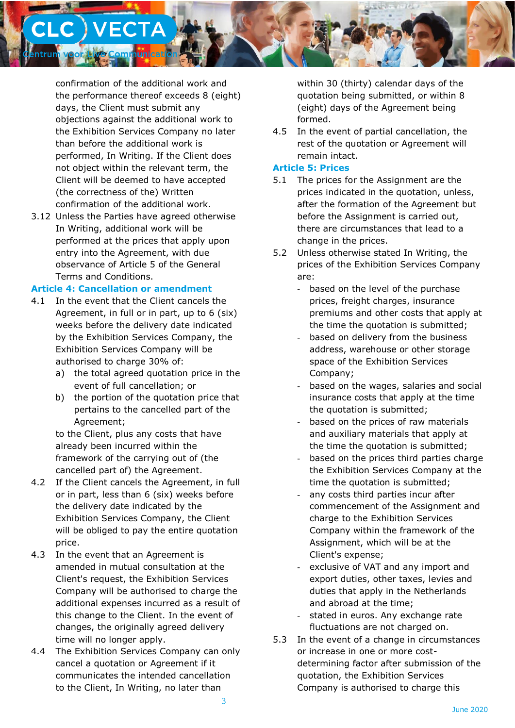confirmation of the additional work and the performance thereof exceeds 8 (eight) days, the Client must submit any objections against the additional work to the Exhibition Services Company no later than before the additional work is performed, In Writing. If the Client does not object within the relevant term, the Client will be deemed to have accepted (the correctness of the) Written confirmation of the additional work.

3.12 Unless the Parties have agreed otherwise In Writing, additional work will be performed at the prices that apply upon entry into the Agreement, with due observance of Article 5 of the General Terms and Conditions.

## Article 4: Cancellation or amendment

4.1 In the event that the Client cancels the Agreement, in full or in part, up to 6 (six) weeks before the delivery date indicated by the Exhibition Services Company, the Exhibition Services Company will be authorised to charge 30% of:

a) the total agreed quotation price in the event of full cancellation; or

b) the portion of the quotation price that pertains to the cancelled part of the Agreement;

to the Client, plus any costs that have already been incurred within the framework of the carrying out of (the cancelled part of) the Agreement.

4.2 If the Client cancels the Agreement, in full or in part, less than 6 (six) weeks before the delivery date indicated by the Exhibition Services Company, the Client will be obliged to pay the entire quotation price.

4.3 In the event that an Agreement is amended in mutual consultation at the Client's request, the Exhibition Services Company will be authorised to charge the additional expenses incurred as a result of this change to the Client. In the event of changes, the originally agreed delivery time will no longer apply.

4.4 The Exhibition Services Company can only cancel a quotation or Agreement if it communicates the intended cancellation to the Client, In Writing, no later than within 30 (thirty) calendar days of the quotation being submitted, or within 8 (eight) days of the Agreement being formed.

4.5 In the event of partial cancellation, the rest of the quotation or Agreement will remain intact.

## Article 5: Prices

5.1 The prices for the Assignment are the prices indicated in the quotation, unless, after the formation of the Agreement but before the Assignment is carried out, there are circumstances that lead to a change in the prices.

5.2 Unless otherwise stated In Writing, the prices of the Exhibition Services Company are:

- based on the level of the purchase prices, freight charges, insurance premiums and other costs that apply at the time the quotation is submitted;
- based on delivery from the business address, warehouse or other storage space of the Exhibition Services Company;
- based on the wages, salaries and social insurance costs that apply at the time the quotation is submitted;
- based on the prices of raw materials and auxiliary materials that apply at the time the quotation is submitted;
- based on the prices third parties charge the Exhibition Services Company at the time the quotation is submitted;
- any costs third parties incur after commencement of the Assignment and charge to the Exhibition Services Company within the framework of the Assignment, which will be at the Client's expense;
- exclusive of VAT and any import and export duties, other taxes, levies and duties that apply in the Netherlands and abroad at the time;
- stated in euros. Any exchange rate fluctuations are not charged on.

5.3 In the event of a change in circumstances or increase in one or more cost-determining factor after submission of the quotation, the Exhibition Services Company is authorised to charge this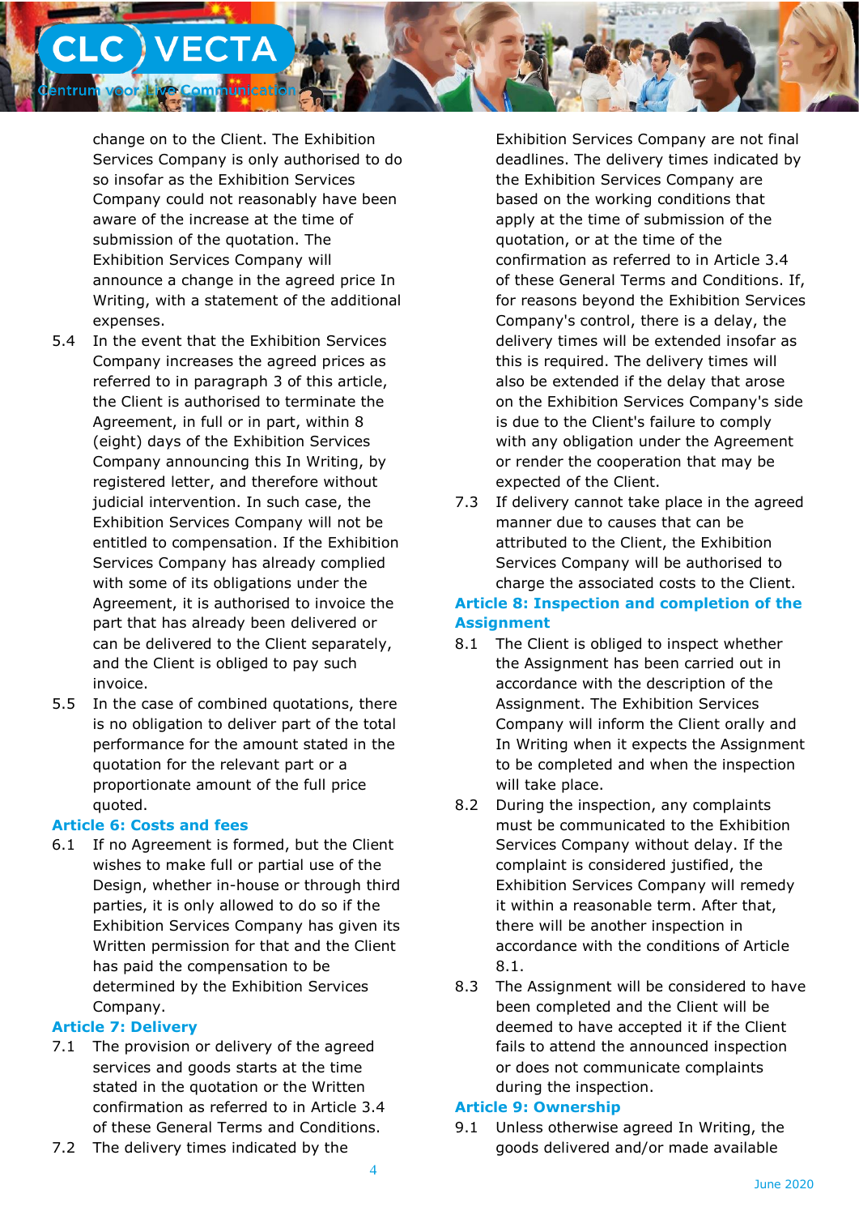change on to the Client. The Exhibition Services Company is only authorised to do so insofar as the Exhibition Services Company could not reasonably have been aware of the increase at the time of submission of the quotation. The Exhibition Services Company will announce a change in the agreed price In Writing, with a statement of the additional expenses.

5.4 In the event that the Exhibition Services Company increases the agreed prices as referred to in paragraph 3 of this article, the Client is authorised to terminate the Agreement, in full or in part, within 8 (eight) days of the Exhibition Services Company announcing this In Writing, by registered letter, and therefore without judicial intervention. In such case, the Exhibition Services Company will not be entitled to compensation. If the Exhibition Services Company has already complied with some of its obligations under the Agreement, it is authorised to invoice the part that has already been delivered or can be delivered to the Client separately, and the Client is obliged to pay such invoice.

5.5 In the case of combined quotations, there is no obligation to deliver part of the total performance for the amount stated in the quotation for the relevant part or a proportionate amount of the full price quoted.

## Article 6: Costs and fees

6.1 If no Agreement is formed, but the Client wishes to make full or partial use of the Design, whether in-house or through third parties, it is only allowed to do so if the Exhibition Services Company has given its Written permission for that and the Client has paid the compensation to be determined by the Exhibition Services Company.

## Article 7: Delivery

7.1 The provision or delivery of the agreed services and goods starts at the time stated in the quotation or the Written confirmation as referred to in Article 3.4 of these General Terms and Conditions.

7.2 The delivery times indicated by the Exhibition Services Company are not final deadlines. The delivery times indicated by the Exhibition Services Company are based on the working conditions that apply at the time of submission of the quotation, or at the time of the confirmation as referred to in Article 3.4 of these General Terms and Conditions. If, for reasons beyond the Exhibition Services Company's control, there is a delay, the delivery times will be extended insofar as this is required. The delivery times will also be extended if the delay that arose on the Exhibition Services Company's side is due to the Client's failure to comply with any obligation under the Agreement or render the cooperation that may be expected of the Client.

7.3 If delivery cannot take place in the agreed manner due to causes that can be attributed to the Client, the Exhibition Services Company will be authorised to charge the associated costs to the Client.

## Article 8: Inspection and completion of the Assignment

8.1 The Client is obliged to inspect whether the Assignment has been carried out in accordance with the description of the Assignment. The Exhibition Services Company will inform the Client orally and In Writing when it expects the Assignment to be completed and when the inspection will take place.

8.2 During the inspection, any complaints must be communicated to the Exhibition Services Company without delay. If the complaint is considered justified, the Exhibition Services Company will remedy it within a reasonable term. After that, there will be another inspection in accordance with the conditions of Article 8.1.

8.3 The Assignment will be considered to have been completed and the Client will be deemed to have accepted it if the Client fails to attend the announced inspection or does not communicate complaints during the inspection.

## Article 9: Ownership

9.1 Unless otherwise agreed In Writing, the goods delivered and/or made available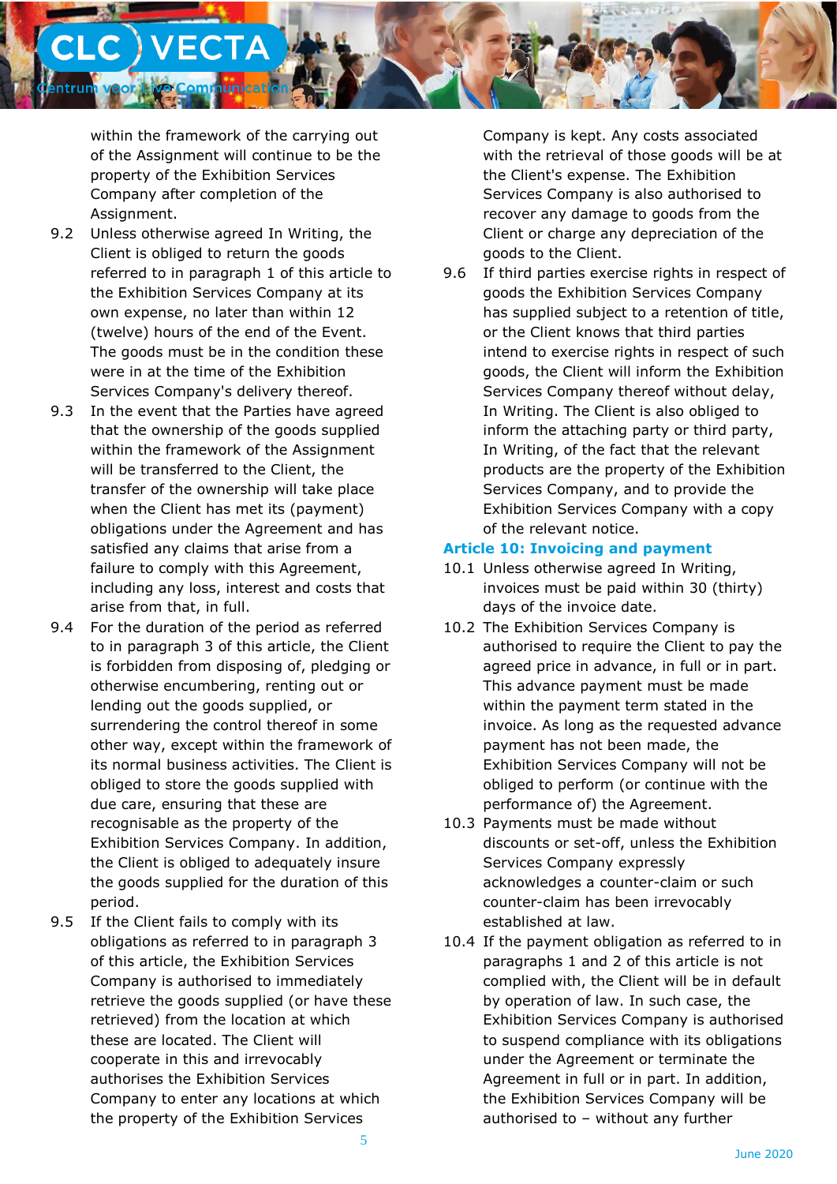within the framework of the carrying out of the Assignment will continue to be the property of the Exhibition Services Company after completion of the Assignment.

9.2 Unless otherwise agreed In Writing, the Client is obliged to return the goods referred to in paragraph 1 of this article to the Exhibition Services Company at its own expense, no later than within 12 (twelve) hours of the end of the Event. The goods must be in the condition these were in at the time of the Exhibition Services Company's delivery thereof.

9.3 In the event that the Parties have agreed that the ownership of the goods supplied within the framework of the Assignment will be transferred to the Client, the transfer of the ownership will take place when the Client has met its (payment) obligations under the Agreement and has satisfied any claims that arise from a failure to comply with this Agreement, including any loss, interest and costs that arise from that, in full.

9.4 For the duration of the period as referred to in paragraph 3 of this article, the Client is forbidden from disposing of, pledging or otherwise encumbering, renting out or lending out the goods supplied, or surrendering the control thereof in some other way, except within the framework of its normal business activities. The Client is obliged to store the goods supplied with due care, ensuring that these are recognisable as the property of the Exhibition Services Company. In addition, the Client is obliged to adequately insure the goods supplied for the duration of this period.

9.5 If the Client fails to comply with its obligations as referred to in paragraph 3 of this article, the Exhibition Services Company is authorised to immediately retrieve the goods supplied (or have these retrieved) from the location at which these are located. The Client will cooperate in this and irrevocably authorises the Exhibition Services Company to enter any locations at which the property of the Exhibition Services Company is kept. Any costs associated with the retrieval of those goods will be at the Client's expense. The Exhibition Services Company is also authorised to recover any damage to goods from the Client or charge any depreciation of the goods to the Client.

9.6 If third parties exercise rights in respect of goods the Exhibition Services Company has supplied subject to a retention of title, or the Client knows that third parties intend to exercise rights in respect of such goods, the Client will inform the Exhibition Services Company thereof without delay, In Writing. The Client is also obliged to inform the attaching party or third party, In Writing, of the fact that the relevant products are the property of the Exhibition Services Company, and to provide the Exhibition Services Company with a copy of the relevant notice.

### Article 10: Invoicing and payment

10.1 Unless otherwise agreed In Writing, invoices must be paid within 30 (thirty) days of the invoice date.

10.2 The Exhibition Services Company is authorised to require the Client to pay the agreed price in advance, in full or in part. This advance payment must be made within the payment term stated in the invoice. As long as the requested advance payment has not been made, the Exhibition Services Company will not be obliged to perform (or continue with the performance of) the Agreement.

10.3 Payments must be made without discounts or set-off, unless the Exhibition Services Company expressly acknowledges a counter-claim or such counter-claim has been irrevocably established at law.

10.4 If the payment obligation as referred to in paragraphs 1 and 2 of this article is not complied with, the Client will be in default by operation of law. In such case, the Exhibition Services Company is authorised to suspend compliance with its obligations under the Agreement or terminate the Agreement in full or in part. In addition, the Exhibition Services Company will be authorised to – without any further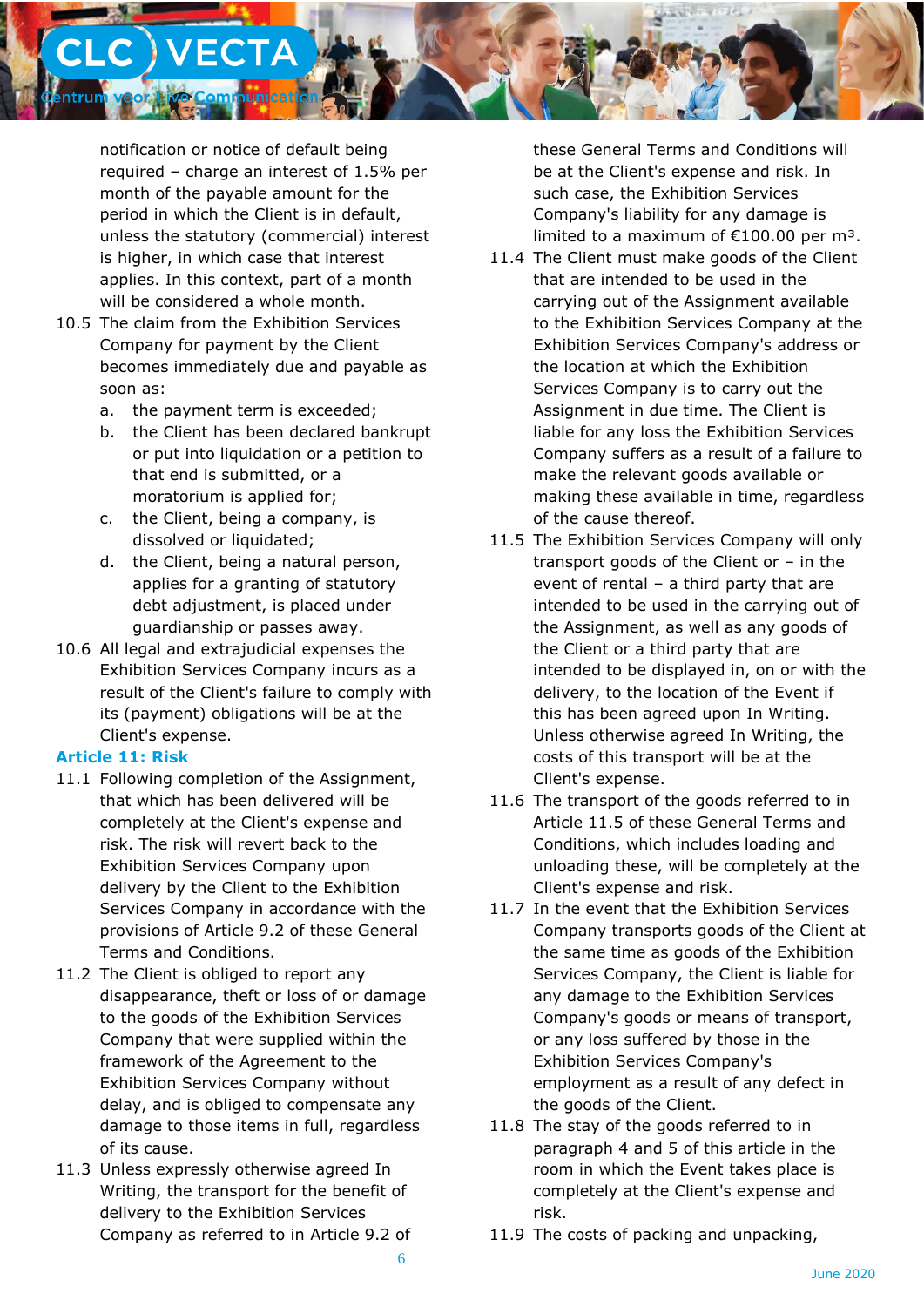notification or notice of default being required – charge an interest of 1.5% per month of the payable amount for the period in which the Client is in default, unless the statutory (commercial) interest is higher, in which case that interest applies. In this context, part of a month will be considered a whole month.

10.5 The claim from the Exhibition Services Company for payment by the Client becomes immediately due and payable as soon as:

a. the payment term is exceeded;
b. the Client has been declared bankrupt or put into liquidation or a petition to that end is submitted, or a moratorium is applied for;
c. the Client, being a company, is dissolved or liquidated;
d. the Client, being a natural person, applies for a granting of statutory debt adjustment, is placed under guardianship or passes away.

10.6 All legal and extrajudicial expenses the Exhibition Services Company incurs as a result of the Client's failure to comply with its (payment) obligations will be at the Client's expense.

### Article 11: Risk

11.1 Following completion of the Assignment, that which has been delivered will be completely at the Client's expense and risk. The risk will revert back to the Exhibition Services Company upon delivery by the Client to the Exhibition Services Company in accordance with the provisions of Article 9.2 of these General Terms and Conditions.

11.2 The Client is obliged to report any disappearance, theft or loss of or damage to the goods of the Exhibition Services Company that were supplied within the framework of the Agreement to the Exhibition Services Company without delay, and is obliged to compensate any damage to those items in full, regardless of its cause.

11.3 Unless expressly otherwise agreed In Writing, the transport for the benefit of delivery to the Exhibition Services Company as referred to in Article 9.2 of these General Terms and Conditions will be at the Client's expense and risk. In such case, the Exhibition Services Company's liability for any damage is limited to a maximum of €100.00 per m³.

11.4 The Client must make goods of the Client that are intended to be used in the carrying out of the Assignment available to the Exhibition Services Company at the Exhibition Services Company's address or the location at which the Exhibition Services Company is to carry out the Assignment in due time. The Client is liable for any loss the Exhibition Services Company suffers as a result of a failure to make the relevant goods available or making these available in time, regardless of the cause thereof.

11.5 The Exhibition Services Company will only transport goods of the Client or – in the event of rental – a third party that are intended to be used in the carrying out of the Assignment, as well as any goods of the Client or a third party that are intended to be displayed in, on or with the delivery, to the location of the Event if this has been agreed upon In Writing. Unless otherwise agreed In Writing, the costs of this transport will be at the Client's expense.

11.6 The transport of the goods referred to in Article 11.5 of these General Terms and Conditions, which includes loading and unloading these, will be completely at the Client's expense and risk.

11.7 In the event that the Exhibition Services Company transports goods of the Client at the same time as goods of the Exhibition Services Company, the Client is liable for any damage to the Exhibition Services Company's goods or means of transport, or any loss suffered by those in the Exhibition Services Company's employment as a result of any defect in the goods of the Client.

11.8 The stay of the goods referred to in paragraph 4 and 5 of this article in the room in which the Event takes place is completely at the Client's expense and risk.

11.9 The costs of packing and unpacking,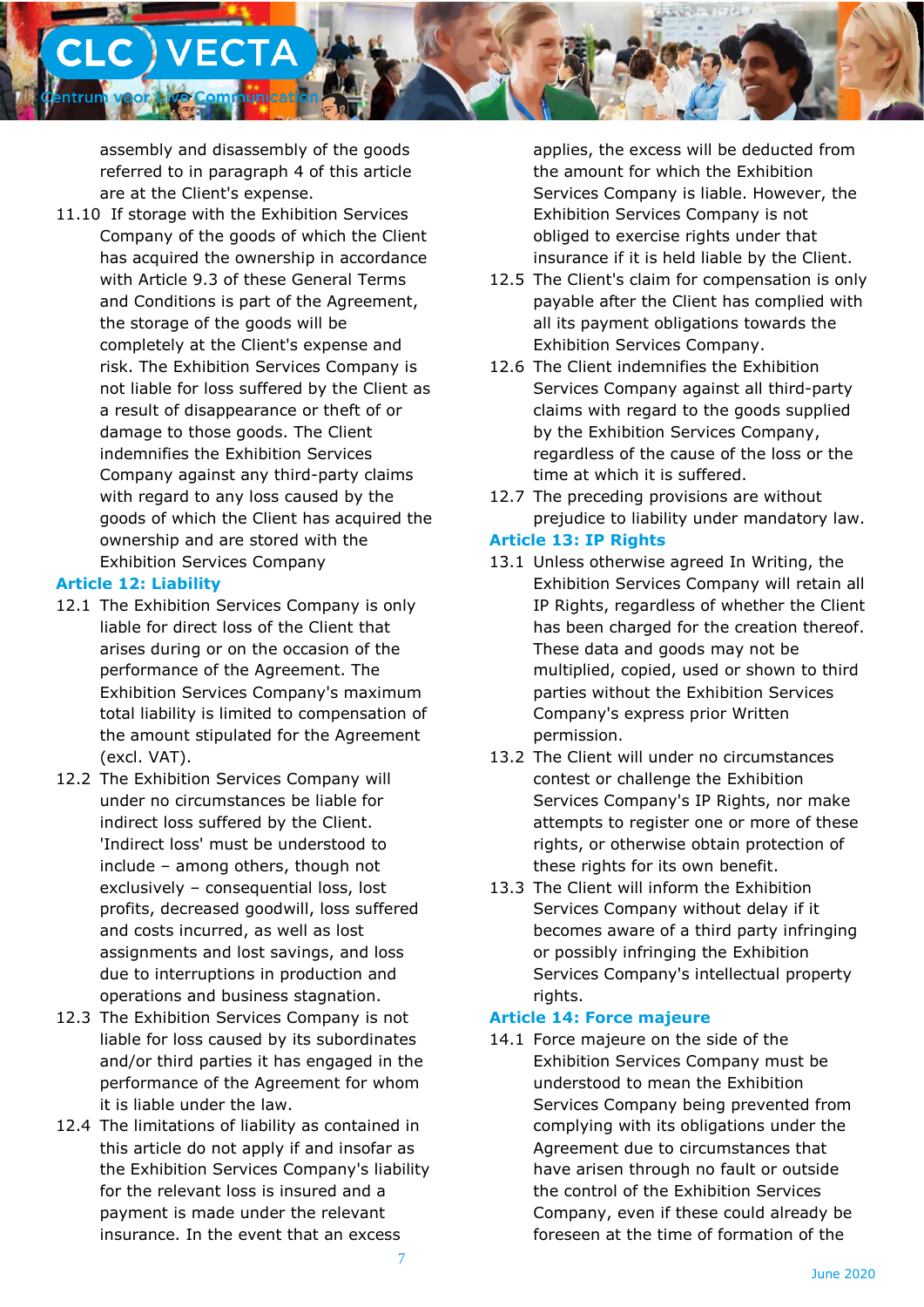assembly and disassembly of the goods referred to in paragraph 4 of this article are at the Client's expense.

11.10 If storage with the Exhibition Services Company of the goods of which the Client has acquired the ownership in accordance with Article 9.3 of these General Terms and Conditions is part of the Agreement, the storage of the goods will be completely at the Client's expense and risk. The Exhibition Services Company is not liable for loss suffered by the Client as a result of disappearance or theft of or damage to those goods. The Client indemnifies the Exhibition Services Company against any third-party claims with regard to any loss caused by the goods of which the Client has acquired the ownership and are stored with the Exhibition Services Company

## Article 12: Liability

12.1 The Exhibition Services Company is only liable for direct loss of the Client that arises during or on the occasion of the performance of the Agreement. The Exhibition Services Company's maximum total liability is limited to compensation of the amount stipulated for the Agreement (excl. VAT).

12.2 The Exhibition Services Company will under no circumstances be liable for indirect loss suffered by the Client. 'Indirect loss' must be understood to include – among others, though not exclusively – consequential loss, lost profits, decreased goodwill, loss suffered and costs incurred, as well as lost assignments and lost savings, and loss due to interruptions in production and operations and business stagnation.

12.3 The Exhibition Services Company is not liable for loss caused by its subordinates and/or third parties it has engaged in the performance of the Agreement for whom it is liable under the law.

12.4 The limitations of liability as contained in this article do not apply if and insofar as the Exhibition Services Company's liability for the relevant loss is insured and a payment is made under the relevant insurance. In the event that an excess applies, the excess will be deducted from the amount for which the Exhibition Services Company is liable. However, the Exhibition Services Company is not obliged to exercise rights under that insurance if it is held liable by the Client.

12.5 The Client's claim for compensation is only payable after the Client has complied with all its payment obligations towards the Exhibition Services Company.

12.6 The Client indemnifies the Exhibition Services Company against all third-party claims with regard to the goods supplied by the Exhibition Services Company, regardless of the cause of the loss or the time at which it is suffered.

12.7 The preceding provisions are without prejudice to liability under mandatory law.

## Article 13: IP Rights

13.1 Unless otherwise agreed In Writing, the Exhibition Services Company will retain all IP Rights, regardless of whether the Client has been charged for the creation thereof. These data and goods may not be multiplied, copied, used or shown to third parties without the Exhibition Services Company's express prior Written permission.

13.2 The Client will under no circumstances contest or challenge the Exhibition Services Company's IP Rights, nor make attempts to register one or more of these rights, or otherwise obtain protection of these rights for its own benefit.

13.3 The Client will inform the Exhibition Services Company without delay if it becomes aware of a third party infringing or possibly infringing the Exhibition Services Company's intellectual property rights.

## Article 14: Force majeure

14.1 Force majeure on the side of the Exhibition Services Company must be understood to mean the Exhibition Services Company being prevented from complying with its obligations under the Agreement due to circumstances that have arisen through no fault or outside the control of the Exhibition Services Company, even if these could already be foreseen at the time of formation of the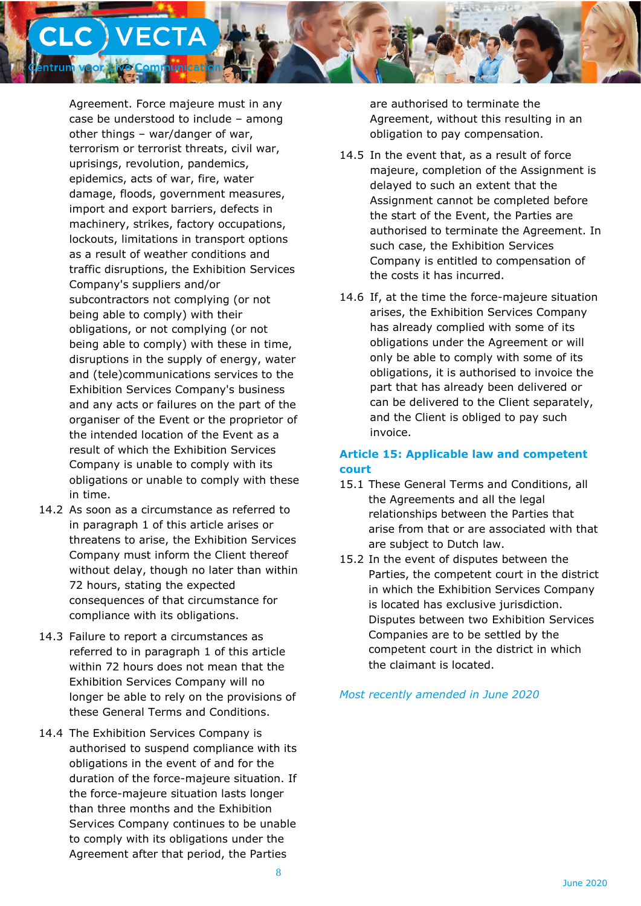Agreement. Force majeure must in any case be understood to include – among other things – war/danger of war, terrorism or terrorist threats, civil war, uprisings, revolution, pandemics, epidemics, acts of war, fire, water damage, floods, government measures, import and export barriers, defects in machinery, strikes, factory occupations, lockouts, limitations in transport options as a result of weather conditions and traffic disruptions, the Exhibition Services Company's suppliers and/or subcontractors not complying (or not being able to comply) with their obligations, or not complying (or not being able to comply) with these in time, disruptions in the supply of energy, water and (tele)communications services to the Exhibition Services Company's business and any acts or failures on the part of the organiser of the Event or the proprietor of the intended location of the Event as a result of which the Exhibition Services Company is unable to comply with its obligations or unable to comply with these in time.

14.2 As soon as a circumstance as referred to in paragraph 1 of this article arises or threatens to arise, the Exhibition Services Company must inform the Client thereof without delay, though no later than within 72 hours, stating the expected consequences of that circumstance for compliance with its obligations.

14.3 Failure to report a circumstances as referred to in paragraph 1 of this article within 72 hours does not mean that the Exhibition Services Company will no longer be able to rely on the provisions of these General Terms and Conditions.

14.4 The Exhibition Services Company is authorised to suspend compliance with its obligations in the event of and for the duration of the force-majeure situation. If the force-majeure situation lasts longer than three months and the Exhibition Services Company continues to be unable to comply with its obligations under the Agreement after that period, the Parties are authorised to terminate the Agreement, without this resulting in an obligation to pay compensation.

14.5 In the event that, as a result of force majeure, completion of the Assignment is delayed to such an extent that the Assignment cannot be completed before the start of the Event, the Parties are authorised to terminate the Agreement. In such case, the Exhibition Services Company is entitled to compensation of the costs it has incurred.

14.6 If, at the time the force-majeure situation arises, the Exhibition Services Company has already complied with some of its obligations under the Agreement or will only be able to comply with some of its obligations, it is authorised to invoice the part that has already been delivered or can be delivered to the Client separately, and the Client is obliged to pay such invoice.

### Article 15: Applicable law and competent court

15.1 These General Terms and Conditions, all the Agreements and all the legal relationships between the Parties that arise from that or are associated with that are subject to Dutch law.

15.2 In the event of disputes between the Parties, the competent court in the district in which the Exhibition Services Company is located has exclusive jurisdiction. Disputes between two Exhibition Services Companies are to be settled by the competent court in the district in which the claimant is located.

*Most recently amended in June 2020*